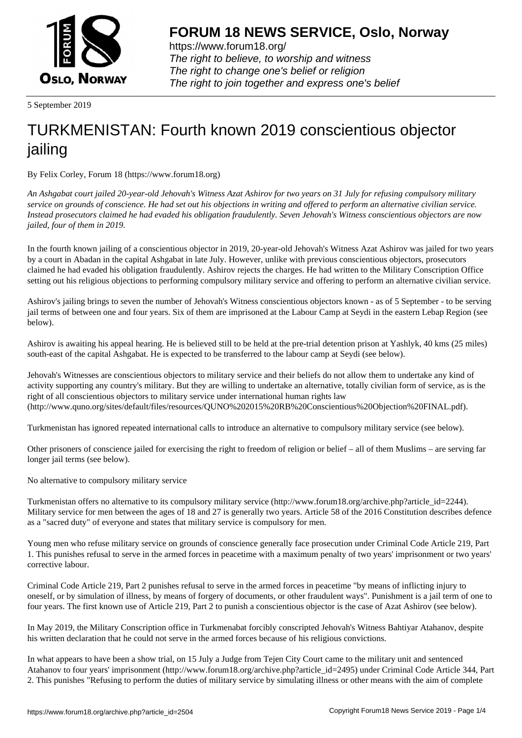5 September 2019

# TURKMENISTAN: Fourth known 2019 conscientious objector jailing

By Felix Corley, Forum 18 (https://www.forum18.org)

*An Ashgabat court jailed 20-year-old Jehovah's Witness Azat Ashirov for two years on 31 July for refusing compulsory military service on grounds of conscience. He had set out his objections in writing and offered to perform an alternative civilian service. Instead prosecutors claimed he had evaded his obligation fraudulently. Seven Jehovah's Witness conscientious objectors are now jailed, four of them in 2019.*

In the fourth known jailing of a conscientious objector in 2019, 20-year-old Jehovah's Witness Azat Ashirov was jailed for two years by a court in Abadan in the capital Ashgabat in late July. However, unlike with previous conscientious objectors, prosecutors claimed he had evaded his obligation fraudulently. Ashirov rejects the charges. He had written to the Military Conscription Office setting out his religious objections to performing compulsory military service and offering to perform an alternative civilian service.

Ashirov's jailing brings to seven the number of Jehovah's Witness conscientious objectors known - as of 5 September - to be serving jail terms of between one and four years. Six of them are imprisoned at the Labour Camp at Seydi in the eastern Lebap Region (see below).

Ashirov is awaiting his appeal hearing. He is believed still to be held at the pre-trial detention prison at Yashlyk, 40 kms (25 miles) south-east of the capital Ashgabat. He is expected to be transferred to the labour camp at Seydi (see below).

Jehovah's Witnesses are conscientious objectors to military service and their beliefs do not allow them to undertake any kind of activity supporting any country's military. But they are willing to undertake an alternative, totally civilian form of service, as is the right of all conscientious objectors to military service under international human rights law (http://www.quno.org/sites/default/files/resources/QUNO%202015%20RB%20Conscientious%20Objection%20FINAL.pdf).

Turkmenistan has ignored repeated international calls to introduce an alternative to compulsory military service (see below).

Other prisoners of conscience jailed for exercising the right to freedom of religion or belief – all of them Muslims – are serving far longer jail terms (see below).

No alternative to compulsory military service

Turkmenistan offers no alternative to its compulsory military service (http://www.forum18.org/archive.php?article_id=2244). Military service for men between the ages of 18 and 27 is generally two years. Article 58 of the 2016 Constitution describes defence as a "sacred duty" of everyone and states that military service is compulsory for men.

Young men who refuse military service on grounds of conscience generally face prosecution under Criminal Code Article 219, Part 1. This punishes refusal to serve in the armed forces in peacetime with a maximum penalty of two years' imprisonment or two years' corrective labour.

Criminal Code Article 219, Part 2 punishes refusal to serve in the armed forces in peacetime "by means of inflicting injury to oneself, or by simulation of illness, by means of forgery of documents, or other fraudulent ways". Punishment is a jail term of one to four years. The first known use of Article 219, Part 2 to punish a conscientious objector is the case of Azat Ashirov (see below).

In May 2019, the Military Conscription office in Turkmenabat forcibly conscripted Jehovah's Witness Bahtiyar Atahanov, despite his written declaration that he could not serve in the armed forces because of his religious convictions.

In what appears to have been a show trial, on 15 July a Judge from Tejen City Court came to the military unit and sentenced Atahanov to four years' imprisonment (http://www.forum18.org/archive.php?article_id=2495) under Criminal Code Article 344, Part 2. This punishes "Refusing to perform the duties of military service by simulating illness or other means with the aim of complete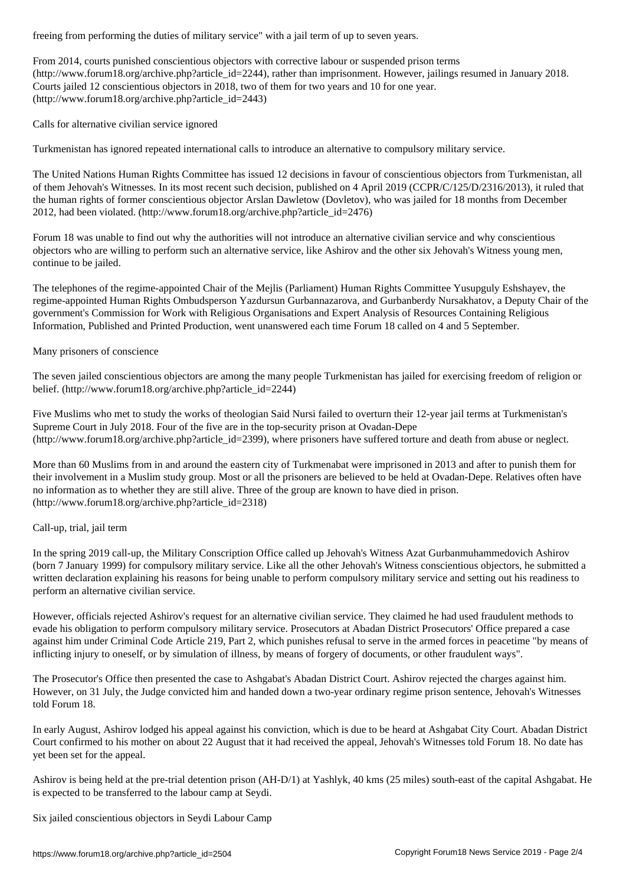freeing from performing the duties of military service" with a jail term of up to seven years.

From 2014, courts punished conscientious objectors with corrective labour or suspended prison terms (http://www.forum18.org/archive.php?article_id=2244), rather than imprisonment. However, jailings resumed in January 2018. Courts jailed 12 conscientious objectors in 2018, two of them for two years and 10 for one year. (http://www.forum18.org/archive.php?article_id=2443)

## Calls for alternative civilian service ignored

Turkmenistan has ignored repeated international calls to introduce an alternative to compulsory military service.

The United Nations Human Rights Committee has issued 12 decisions in favour of conscientious objectors from Turkmenistan, all of them Jehovah's Witnesses. In its most recent such decision, published on 4 April 2019 (CCPR/C/125/D/2316/2013), it ruled that the human rights of former conscientious objector Arslan Dawletow (Dovletov), who was jailed for 18 months from December 2012, had been violated. (http://www.forum18.org/archive.php?article_id=2476)

Forum 18 was unable to find out why the authorities will not introduce an alternative civilian service and why conscientious objectors who are willing to perform such an alternative service, like Ashirov and the other six Jehovah's Witness young men, continue to be jailed.

The telephones of the regime-appointed Chair of the Mejlis (Parliament) Human Rights Committee Yusupguly Eshshayev, the regime-appointed Human Rights Ombudsperson Yazdursun Gurbannazarova, and Gurbanberdy Nursakhatov, a Deputy Chair of the government's Commission for Work with Religious Organisations and Expert Analysis of Resources Containing Religious Information, Published and Printed Production, went unanswered each time Forum 18 called on 4 and 5 September.

## Many prisoners of conscience

The seven jailed conscientious objectors are among the many people Turkmenistan has jailed for exercising freedom of religion or belief. (http://www.forum18.org/archive.php?article_id=2244)

Five Muslims who met to study the works of theologian Said Nursi failed to overturn their 12-year jail terms at Turkmenistan's Supreme Court in July 2018. Four of the five are in the top-security prison at Ovadan-Depe (http://www.forum18.org/archive.php?article_id=2399), where prisoners have suffered torture and death from abuse or neglect.

More than 60 Muslims from in and around the eastern city of Turkmenabat were imprisoned in 2013 and after to punish them for their involvement in a Muslim study group. Most or all the prisoners are believed to be held at Ovadan-Depe. Relatives often have no information as to whether they are still alive. Three of the group are known to have died in prison. (http://www.forum18.org/archive.php?article_id=2318)

## Call-up, trial, jail term

In the spring 2019 call-up, the Military Conscription Office called up Jehovah's Witness Azat Gurbanmuhammedovich Ashirov (born 7 January 1999) for compulsory military service. Like all the other Jehovah's Witness conscientious objectors, he submitted a written declaration explaining his reasons for being unable to perform compulsory military service and setting out his readiness to perform an alternative civilian service.

However, officials rejected Ashirov's request for an alternative civilian service. They claimed he had used fraudulent methods to evade his obligation to perform compulsory military service. Prosecutors at Abadan District Prosecutors' Office prepared a case against him under Criminal Code Article 219, Part 2, which punishes refusal to serve in the armed forces in peacetime "by means of inflicting injury to oneself, or by simulation of illness, by means of forgery of documents, or other fraudulent ways".

The Prosecutor's Office then presented the case to Ashgabat's Abadan District Court. Ashirov rejected the charges against him. However, on 31 July, the Judge convicted him and handed down a two-year ordinary regime prison sentence, Jehovah's Witnesses told Forum 18.

In early August, Ashirov lodged his appeal against his conviction, which is due to be heard at Ashgabat City Court. Abadan District Court confirmed to his mother on about 22 August that it had received the appeal, Jehovah's Witnesses told Forum 18. No date has yet been set for the appeal.

Ashirov is being held at the pre-trial detention prison (AH-D/1) at Yashlyk, 40 kms (25 miles) south-east of the capital Ashgabat. He is expected to be transferred to the labour camp at Seydi.

## Six jailed conscientious objectors in Seydi Labour Camp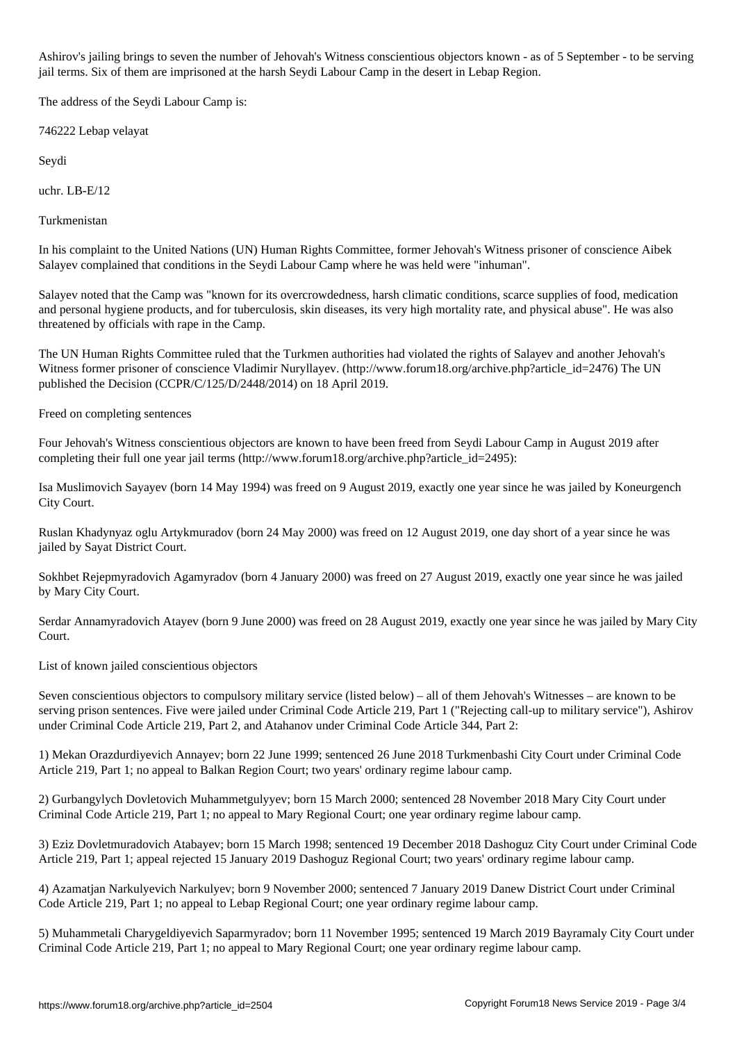Ashirov's jailing brings to seven the number of Jehovah's Witness conscientious objectors known - as of 5 September - to be serving jail terms. Six of them are imprisoned at the harsh Seydi Labour Camp in the desert in Lebap Region.

The address of the Seydi Labour Camp is:

746222 Lebap velayat

Seydi

uchr. LB-E/12

Turkmenistan

In his complaint to the United Nations (UN) Human Rights Committee, former Jehovah's Witness prisoner of conscience Aibek Salayev complained that conditions in the Seydi Labour Camp where he was held were "inhuman".

Salayev noted that the Camp was "known for its overcrowdedness, harsh climatic conditions, scarce supplies of food, medication and personal hygiene products, and for tuberculosis, skin diseases, its very high mortality rate, and physical abuse". He was also threatened by officials with rape in the Camp.

The UN Human Rights Committee ruled that the Turkmen authorities had violated the rights of Salayev and another Jehovah's Witness former prisoner of conscience Vladimir Nuryllayev. (http://www.forum18.org/archive.php?article_id=2476) The UN published the Decision (CCPR/C/125/D/2448/2014) on 18 April 2019.

## Freed on completing sentences

Four Jehovah's Witness conscientious objectors are known to have been freed from Seydi Labour Camp in August 2019 after completing their full one year jail terms (http://www.forum18.org/archive.php?article_id=2495):

Isa Muslimovich Sayayev (born 14 May 1994) was freed on 9 August 2019, exactly one year since he was jailed by Koneurgench City Court.

Ruslan Khadynyaz oglu Artykmuradov (born 24 May 2000) was freed on 12 August 2019, one day short of a year since he was jailed by Sayat District Court.

Sokhbet Rejepmyradovich Agamyradov (born 4 January 2000) was freed on 27 August 2019, exactly one year since he was jailed by Mary City Court.

Serdar Annamyradovich Atayev (born 9 June 2000) was freed on 28 August 2019, exactly one year since he was jailed by Mary City Court.

## List of known jailed conscientious objectors

Seven conscientious objectors to compulsory military service (listed below) – all of them Jehovah's Witnesses – are known to be serving prison sentences. Five were jailed under Criminal Code Article 219, Part 1 ("Rejecting call-up to military service"), Ashirov under Criminal Code Article 219, Part 2, and Atahanov under Criminal Code Article 344, Part 2:

1) Mekan Orazdurdiyevich Annayev; born 22 June 1999; sentenced 26 June 2018 Turkmenbashi City Court under Criminal Code Article 219, Part 1; no appeal to Balkan Region Court; two years' ordinary regime labour camp.

2) Gurbangylych Dovletovich Muhammetgulyyev; born 15 March 2000; sentenced 28 November 2018 Mary City Court under Criminal Code Article 219, Part 1; no appeal to Mary Regional Court; one year ordinary regime labour camp.

3) Eziz Dovletmuradovich Atabayev; born 15 March 1998; sentenced 19 December 2018 Dashoguz City Court under Criminal Code Article 219, Part 1; appeal rejected 15 January 2019 Dashoguz Regional Court; two years' ordinary regime labour camp.

4) Azamatjan Narkulyevich Narkulyev; born 9 November 2000; sentenced 7 January 2019 Danew District Court under Criminal Code Article 219, Part 1; no appeal to Lebap Regional Court; one year ordinary regime labour camp.

5) Muhammetali Charygeldiyevich Saparmyradov; born 11 November 1995; sentenced 19 March 2019 Bayramaly City Court under Criminal Code Article 219, Part 1; no appeal to Mary Regional Court; one year ordinary regime labour camp.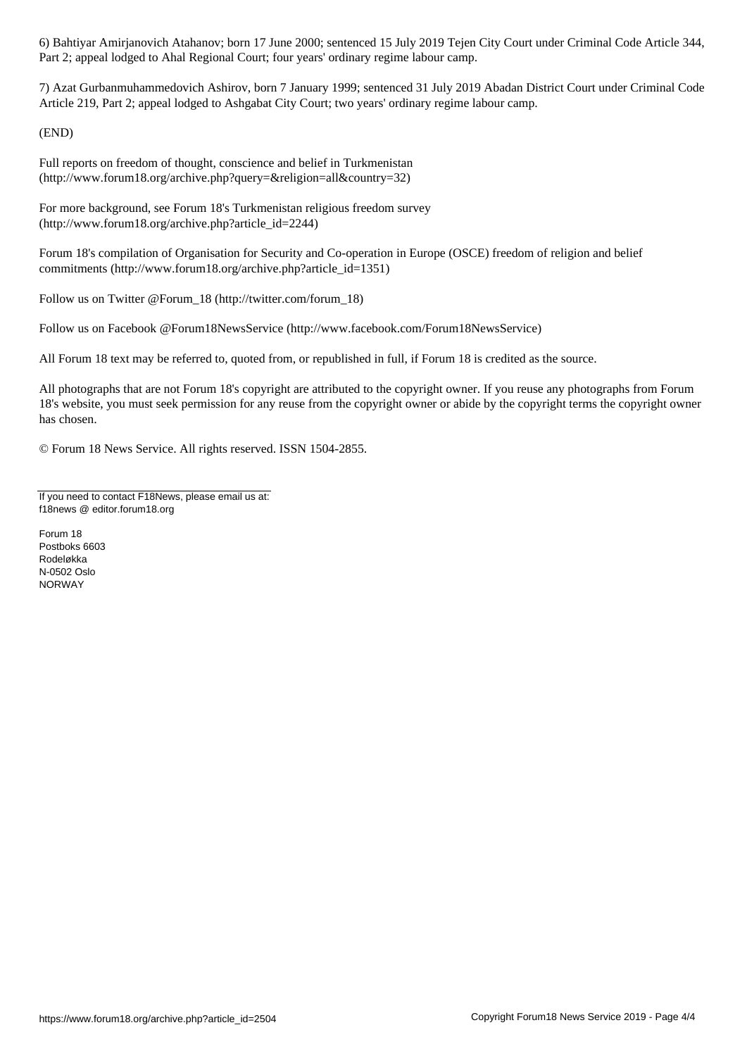6) Bahtiyar Amirjanovich Atahanov; born 17 June 2000; sentenced 15 July 2019 Tejen City Court under Criminal Code Article 344, Part 2; appeal lodged to Ahal Regional Court; four years' ordinary regime labour camp.

7) Azat Gurbanmuhammedovich Ashirov, born 7 January 1999; sentenced 31 July 2019 Abadan District Court under Criminal Code Article 219, Part 2; appeal lodged to Ashgabat City Court; two years' ordinary regime labour camp.

(END)

Full reports on freedom of thought, conscience and belief in Turkmenistan (http://www.forum18.org/archive.php?query=&religion=all&country=32)

For more background, see Forum 18's Turkmenistan religious freedom survey (http://www.forum18.org/archive.php?article_id=2244)

Forum 18's compilation of Organisation for Security and Co-operation in Europe (OSCE) freedom of religion and belief commitments (http://www.forum18.org/archive.php?article_id=1351)

Follow us on Twitter @Forum_18 (http://twitter.com/forum_18)

Follow us on Facebook @Forum18NewsService (http://www.facebook.com/Forum18NewsService)

All Forum 18 text may be referred to, quoted from, or republished in full, if Forum 18 is credited as the source.

All photographs that are not Forum 18's copyright are attributed to the copyright owner. If you reuse any photographs from Forum 18's website, you must seek permission for any reuse from the copyright owner or abide by the copyright terms the copyright owner has chosen.

© Forum 18 News Service. All rights reserved. ISSN 1504-2855.

If you need to contact F18News, please email us at:
f18news @ editor.forum18.org

Forum 18
Postboks 6603
Rodeløkka
N-0502 Oslo
NORWAY